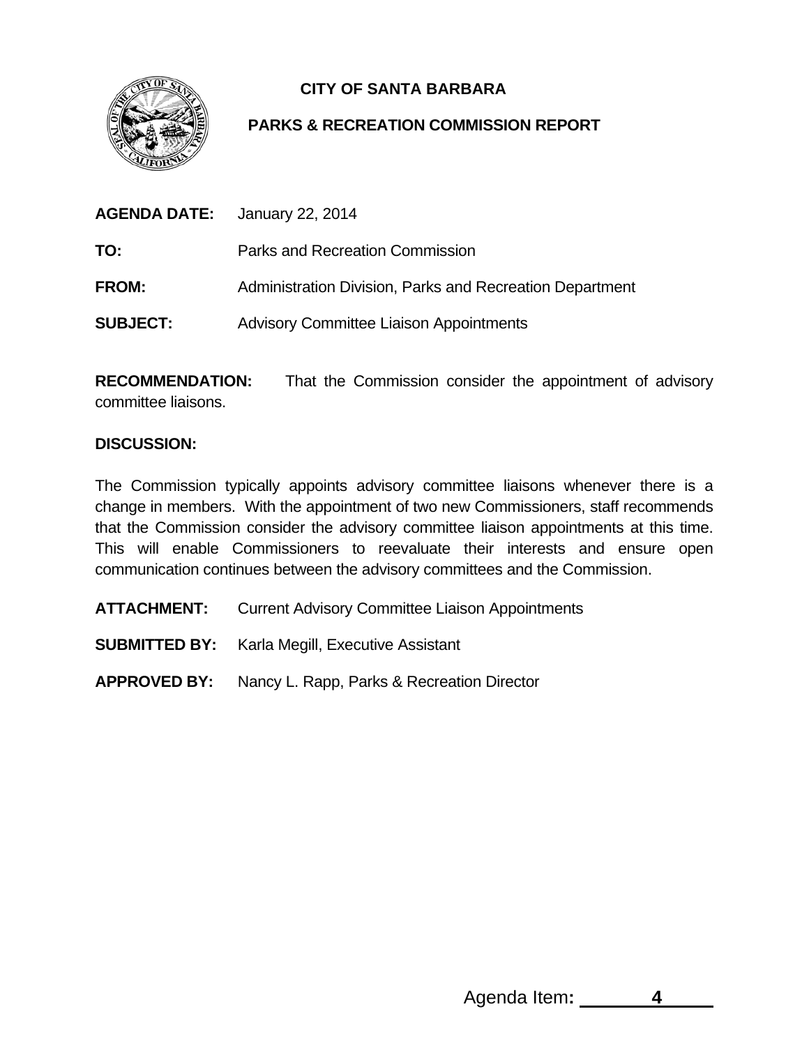**CITY OF SANTA BARBARA**

**PARKS & RECREATION COMMISSION REPORT**

**AGENDA DATE:** January 22, 2014

**TO:** Parks and Recreation Commission

**FROM:** Administration Division, Parks and Recreation Department

**SUBJECT:** Advisory Committee Liaison Appointments

**RECOMMENDATION:** That the Commission consider the appointment of advisory committee liaisons.

**DISCUSSION:**

The Commission typically appoints advisory committee liaisons whenever there is a change in members. With the appointment of two new Commissioners, staff recommends that the Commission consider the advisory committee liaison appointments at this time. This will enable Commissioners to reevaluate their interests and ensure open communication continues between the advisory committees and the Commission.

**ATTACHMENT:** Current Advisory Committee Liaison Appointments

**SUBMITTED BY:** Karla Megill, Executive Assistant

**APPROVED BY:** Nancy L. Rapp, Parks & Recreation Director

Agenda Item**:** 4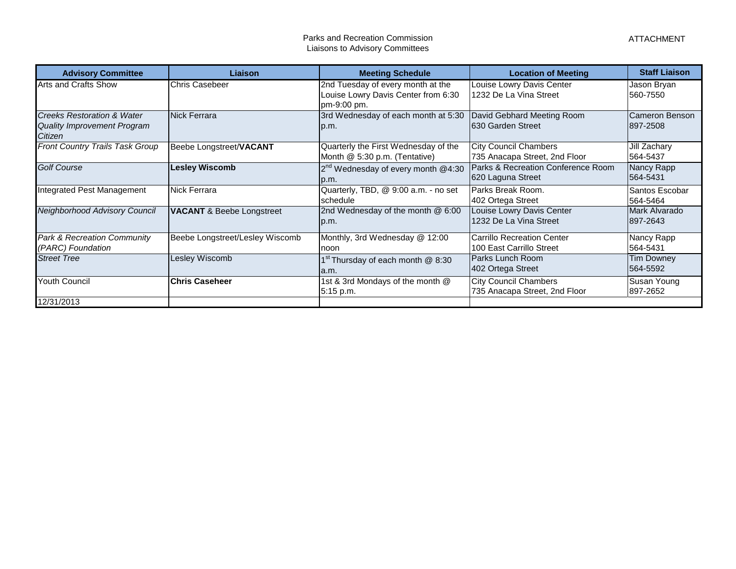Parks and Recreation Commission
Liaisons to Advisory Committees

ATTACHMENT

| **Advisory Committee** | **Liaison** | **Meeting Schedule** | **Location of Meeting** | **Staff Liaison** |
|---|---|---|---|---|
| Arts and Crafts Show | Chris Casebeer | 2nd Tuesday of every month at the Louise Lowry Davis Center from 6:30 pm-9:00 pm. | Louise Lowry Davis Center 1232 De La Vina Street | Jason Bryan 560-7550 |
| *Creeks Restoration & Water Quality Improvement Program Citizen* | Nick Ferrara | 3rd Wednesday of each month at 5:30 p.m. | David Gebhard Meeting Room 630 Garden Street | Cameron Benson 897-2508 |
| *Front Country Trails Task Group* | Beebe Longstreet/**VACANT** | Quarterly the First Wednesday of the Month @ 5:30 p.m. (Tentative) | City Council Chambers 735 Anacapa Street, 2nd Floor | Jill Zachary 564-5437 |
| *Golf Course* | **Lesley Wiscomb** | 2nd Wednesday of every month @4:30 p.m. | Parks & Recreation Conference Room 620 Laguna Street | Nancy Rapp 564-5431 |
| Integrated Pest Management | Nick Ferrara | Quarterly, TBD, @ 9:00 a.m. - no set schedule | Parks Break Room. 402 Ortega Street | Santos Escobar 564-5464 |
| *Neighborhood Advisory Council* | **VACANT** & Beebe Longstreet | 2nd Wednesday of the month @ 6:00 p.m. | Louise Lowry Davis Center 1232 De La Vina Street | Mark Alvarado 897-2643 |
| *Park & Recreation Community (PARC) Foundation* | Beebe Longstreet/Lesley Wiscomb | Monthly, 3rd Wednesday @ 12:00 noon | Carrillo Recreation Center 100 East Carrillo Street | Nancy Rapp 564-5431 |
| *Street Tree* | Lesley Wiscomb | 1st Thursday of each month @ 8:30 a.m. | Parks Lunch Room 402 Ortega Street | Tim Downey 564-5592 |
| Youth Council | **Chris Caseheer** | 1st & 3rd Mondays of the month @ 5:15 p.m. | City Council Chambers 735 Anacapa Street, 2nd Floor | Susan Young 897-2652 |
| 12/31/2013 | | | | |